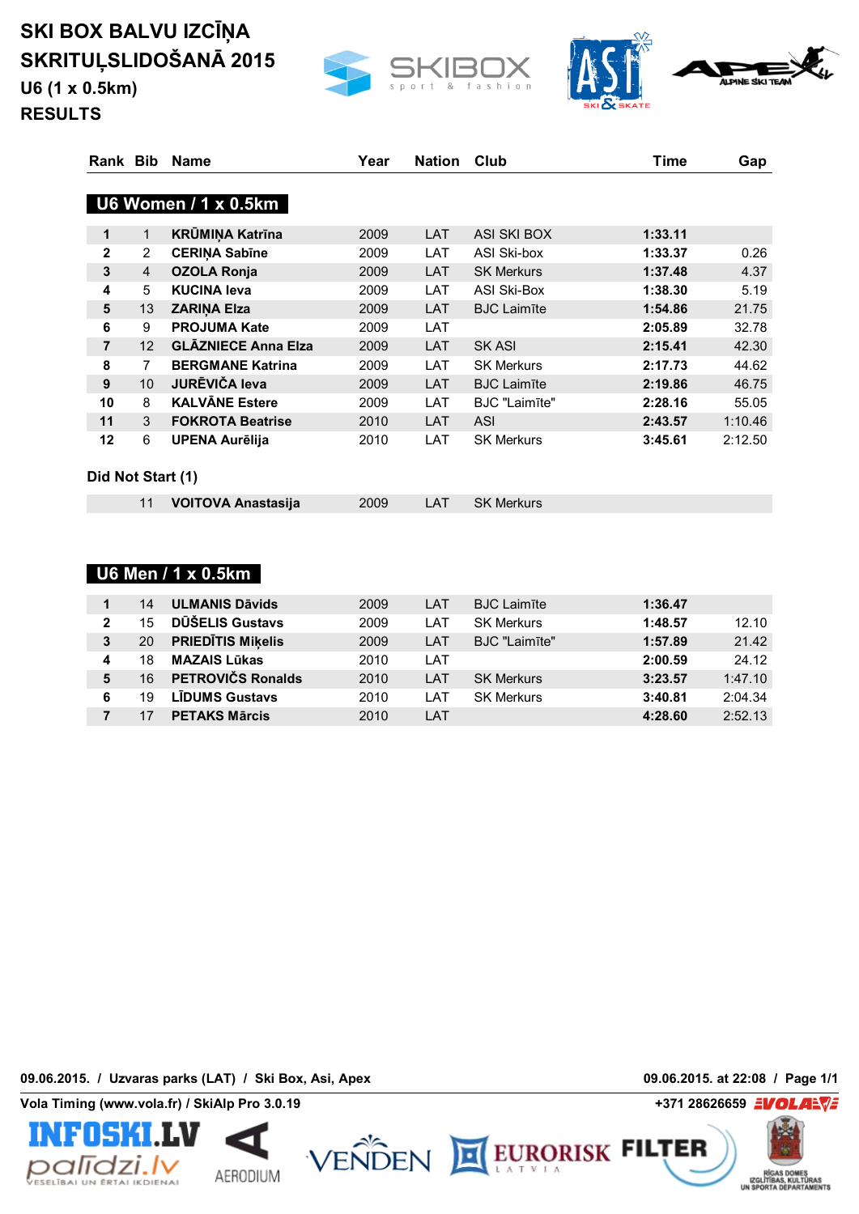# SKI BOX BALVU IZCĪŅA
# SKRITUĻSLIDOŠANĀ 2015
## U6 (1 x 0.5km)
## RESULTS

| Rank | Bib | Name | Year | Nation | Club | Time | Gap |
|---|---|---|---|---|---|---|---|
| **U6 Women / 1 x 0.5km** | | | | | | | |
| 1 | 1 | KRŪMIŅA Katrīna | 2009 | LAT | ASI SKI BOX | 1:33.11 | |
| 2 | 2 | CERIŅA Sabīne | 2009 | LAT | ASI Ski-box | 1:33.37 | 0.26 |
| 3 | 4 | OZOLA Ronja | 2009 | LAT | SK Merkurs | 1:37.48 | 4.37 |
| 4 | 5 | KUCINA Ieva | 2009 | LAT | ASI Ski-Box | 1:38.30 | 5.19 |
| 5 | 13 | ZARIŅA Elza | 2009 | LAT | BJC Laimīte | 1:54.86 | 21.75 |
| 6 | 9 | PROJUMA Kate | 2009 | LAT | | 2:05.89 | 32.78 |
| 7 | 12 | GLĀZNIECE Anna Elza | 2009 | LAT | SK ASI | 2:15.41 | 42.30 |
| 8 | 7 | BERGMANE Katrina | 2009 | LAT | SK Merkurs | 2:17.73 | 44.62 |
| 9 | 10 | JURĒVIČA Ieva | 2009 | LAT | BJC Laimīte | 2:19.86 | 46.75 |
| 10 | 8 | KALVĀNE Estere | 2009 | LAT | BJC "Laimīte" | 2:28.16 | 55.05 |
| 11 | 3 | FOKROTA Beatrise | 2010 | LAT | ASI | 2:43.57 | 1:10.46 |
| 12 | 6 | UPENA Aurēlija | 2010 | LAT | SK Merkurs | 3:45.61 | 2:12.50 |
| **Did Not Start (1)** | | | | | | | |
| | 11 | VOITOVA Anastasija | 2009 | LAT | SK Merkurs | | |
| **U6 Men / 1 x 0.5km** | | | | | | | |
| 1 | 14 | ULMANIS Dāvids | 2009 | LAT | BJC Laimīte | 1:36.47 | |
| 2 | 15 | DŪŠELIS Gustavs | 2009 | LAT | SK Merkurs | 1:48.57 | 12.10 |
| 3 | 20 | PRIEDĪTIS Miķelis | 2009 | LAT | BJC "Laimīte" | 1:57.89 | 21.42 |
| 4 | 18 | MAZAIS Lūkas | 2010 | LAT | | 2:00.59 | 24.12 |
| 5 | 16 | PETROVIČS Ronalds | 2010 | LAT | SK Merkurs | 3:23.57 | 1:47.10 |
| 6 | 19 | LĪDUMS Gustavs | 2010 | LAT | SK Merkurs | 3:40.81 | 2:04.34 |
| 7 | 17 | PETAKS Mārcis | 2010 | LAT | | 4:28.60 | 2:52.13 |

09.06.2015. / Uzvaras parks (LAT) / Ski Box, Asi, Apex — 09.06.2015. at 22:08

Vola Timing (www.vola.fr) / SkiAlp Pro 3.0.19 — +371 28626659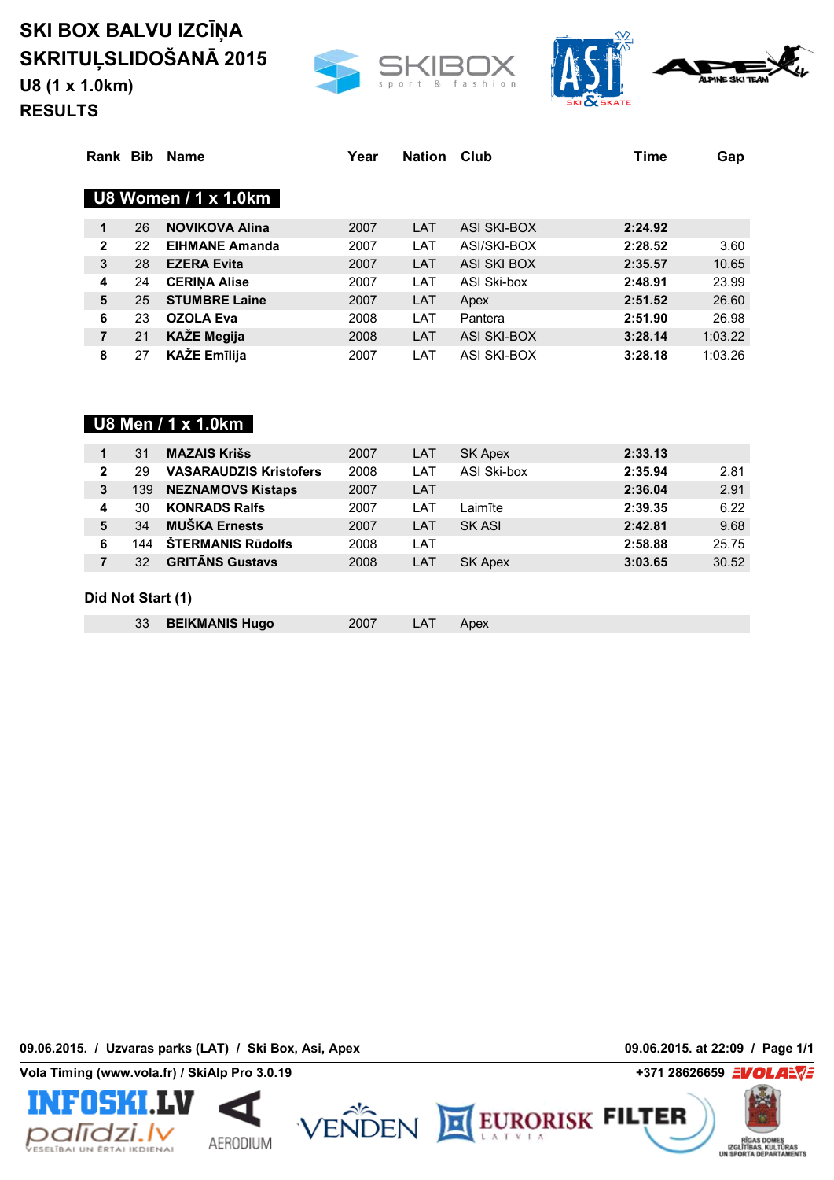# SKI BOX BALVU IZCĪŅA SKRITUĻSLIDOŠANĀ 2015

## U8 (1 x 1.0km)

## RESULTS

### U8 Women / 1 x 1.0km

| Rank | Bib | Name | Year | Nation | Club | Time | Gap |
|---|---|---|---|---|---|---|---|
| 1 | 26 | **NOVIKOVA Alina** | 2007 | LAT | ASI SKI-BOX | **2:24.92** | |
| 2 | 22 | **EIHMANE Amanda** | 2007 | LAT | ASI/SKI-BOX | **2:28.52** | 3.60 |
| 3 | 28 | **EZERA Evita** | 2007 | LAT | ASI SKI BOX | **2:35.57** | 10.65 |
| 4 | 24 | **CERIŅA Alise** | 2007 | LAT | ASI Ski-box | **2:48.91** | 23.99 |
| 5 | 25 | **STUMBRE Laine** | 2007 | LAT | Apex | **2:51.52** | 26.60 |
| 6 | 23 | **OZOLA Eva** | 2008 | LAT | Pantera | **2:51.90** | 26.98 |
| 7 | 21 | **KAŽE Megija** | 2008 | LAT | ASI SKI-BOX | **3:28.14** | 1:03.22 |
| 8 | 27 | **KAŽE Emīlija** | 2007 | LAT | ASI SKI-BOX | **3:28.18** | 1:03.26 |

### U8 Men / 1 x 1.0km

| Rank | Bib | Name | Year | Nation | Club | Time | Gap |
|---|---|---|---|---|---|---|---|
| 1 | 31 | **MAZAIS Krišs** | 2007 | LAT | SK Apex | **2:33.13** | |
| 2 | 29 | **VASARAUDZIS Kristofers** | 2008 | LAT | ASI Ski-box | **2:35.94** | 2.81 |
| 3 | 139 | **NEZNAMOVS Kistaps** | 2007 | LAT | | **2:36.04** | 2.91 |
| 4 | 30 | **KONRADS Ralfs** | 2007 | LAT | Laimīte | **2:39.35** | 6.22 |
| 5 | 34 | **MUŠKA Ernests** | 2007 | LAT | SK ASI | **2:42.81** | 9.68 |
| 6 | 144 | **ŠTERMANIS Rūdolfs** | 2008 | LAT | | **2:58.88** | 25.75 |
| 7 | 32 | **GRITĀNS Gustavs** | 2008 | LAT | SK Apex | **3:03.65** | 30.52 |

**Did Not Start (1)**

| Rank | Bib | Name | Year | Nation | Club | Time | Gap |
|---|---|---|---|---|---|---|---|
| | 33 | **BEIKMANIS Hugo** | 2007 | LAT | Apex | | |

09.06.2015. / Uzvaras parks (LAT) / Ski Box, Asi, Apex — 09.06.2015. at 22:09

Vola Timing (www.vola.fr) / SkiAlp Pro 3.0.19 — +371 28626659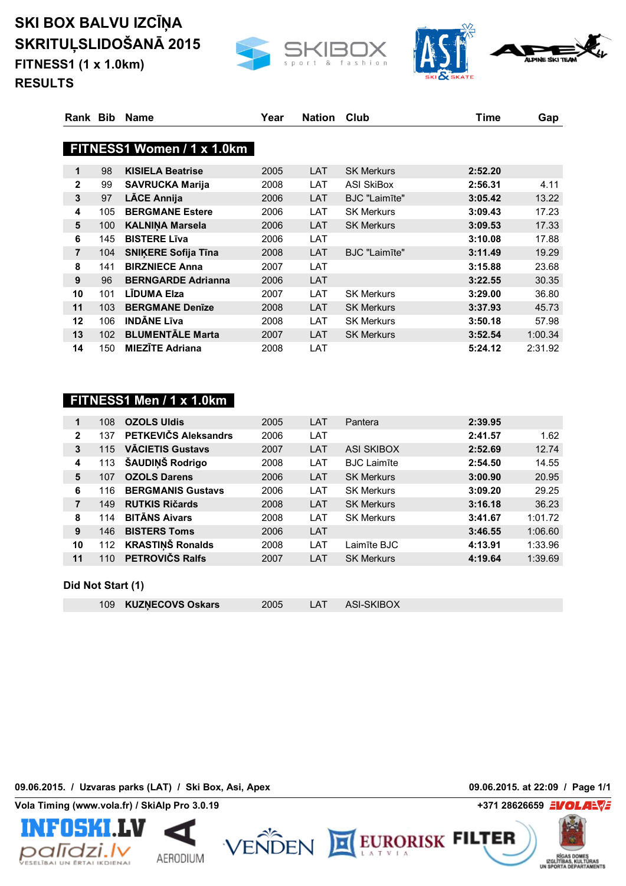# SKI BOX BALVU IZCĪŅA SKRITUĻSLIDOŠANĀ 2015

## FITNESS1 (1 x 1.0km)

## RESULTS

### FITNESS1 Women / 1 x 1.0km

| Rank | Bib | Name | Year | Nation | Club | Time | Gap |
|---|---|---|---|---|---|---|---|
| 1 | 98 | **KISIELA Beatrise** | 2005 | LAT | SK Merkurs | **2:52.20** | |
| 2 | 99 | **SAVRUCKA Marija** | 2008 | LAT | ASI SkiBox | **2:56.31** | 4.11 |
| 3 | 97 | **LĀCE Annija** | 2006 | LAT | BJC "Laimīte" | **3:05.42** | 13.22 |
| 4 | 105 | **BERGMANE Estere** | 2006 | LAT | SK Merkurs | **3:09.43** | 17.23 |
| 5 | 100 | **KALNIŅA Marsela** | 2006 | LAT | SK Merkurs | **3:09.53** | 17.33 |
| 6 | 145 | **BISTERE Līva** | 2006 | LAT | | **3:10.08** | 17.88 |
| 7 | 104 | **SNIĶERE Sofija Tīna** | 2008 | LAT | BJC "Laimīte" | **3:11.49** | 19.29 |
| 8 | 141 | **BIRZNIECE Anna** | 2007 | LAT | | **3:15.88** | 23.68 |
| 9 | 96 | **BERNGARDE Adrianna** | 2006 | LAT | | **3:22.55** | 30.35 |
| 10 | 101 | **LĪDUMA Elza** | 2007 | LAT | SK Merkurs | **3:29.00** | 36.80 |
| 11 | 103 | **BERGMANE Denīze** | 2008 | LAT | SK Merkurs | **3:37.93** | 45.73 |
| 12 | 106 | **INDĀNE Līva** | 2008 | LAT | SK Merkurs | **3:50.18** | 57.98 |
| 13 | 102 | **BLUMENTĀLE Marta** | 2007 | LAT | SK Merkurs | **3:52.54** | 1:00.34 |
| 14 | 150 | **MIEZĪTE Adriana** | 2008 | LAT | | **5:24.12** | 2:31.92 |

### FITNESS1 Men / 1 x 1.0km

| Rank | Bib | Name | Year | Nation | Club | Time | Gap |
|---|---|---|---|---|---|---|---|
| 1 | 108 | **OZOLS Uldis** | 2005 | LAT | Pantera | **2:39.95** | |
| 2 | 137 | **PETKEVIČS Aleksandrs** | 2006 | LAT | | **2:41.57** | 1.62 |
| 3 | 115 | **VĀCIETIS Gustavs** | 2007 | LAT | ASI SKIBOX | **2:52.69** | 12.74 |
| 4 | 113 | **ŠAUDIŅŠ Rodrigo** | 2008 | LAT | BJC Laimīte | **2:54.50** | 14.55 |
| 5 | 107 | **OZOLS Darens** | 2006 | LAT | SK Merkurs | **3:00.90** | 20.95 |
| 6 | 116 | **BERGMANIS Gustavs** | 2006 | LAT | SK Merkurs | **3:09.20** | 29.25 |
| 7 | 149 | **RUTKIS Ričards** | 2008 | LAT | SK Merkurs | **3:16.18** | 36.23 |
| 8 | 114 | **BITĀNS Aivars** | 2008 | LAT | SK Merkurs | **3:41.67** | 1:01.72 |
| 9 | 146 | **BISTERS Toms** | 2006 | LAT | | **3:46.55** | 1:06.60 |
| 10 | 112 | **KRASTIŅŠ Ronalds** | 2008 | LAT | Laimīte BJC | **4:13.91** | 1:33.96 |
| 11 | 110 | **PETROVIČS Ralfs** | 2007 | LAT | SK Merkurs | **4:19.64** | 1:39.69 |

**Did Not Start (1)**

| Bib | Name | Year | Nation | Club |
|---|---|---|---|---|
| 109 | **KUZŅECOVS Oskars** | 2005 | LAT | ASI-SKIBOX |

**09.06.2015. / Uzvaras parks (LAT) / Ski Box, Asi, Apex** — **09.06.2015. at 22:09**

**Vola Timing (www.vola.fr) / SkiAlp Pro 3.0.19** — **+371 28626659**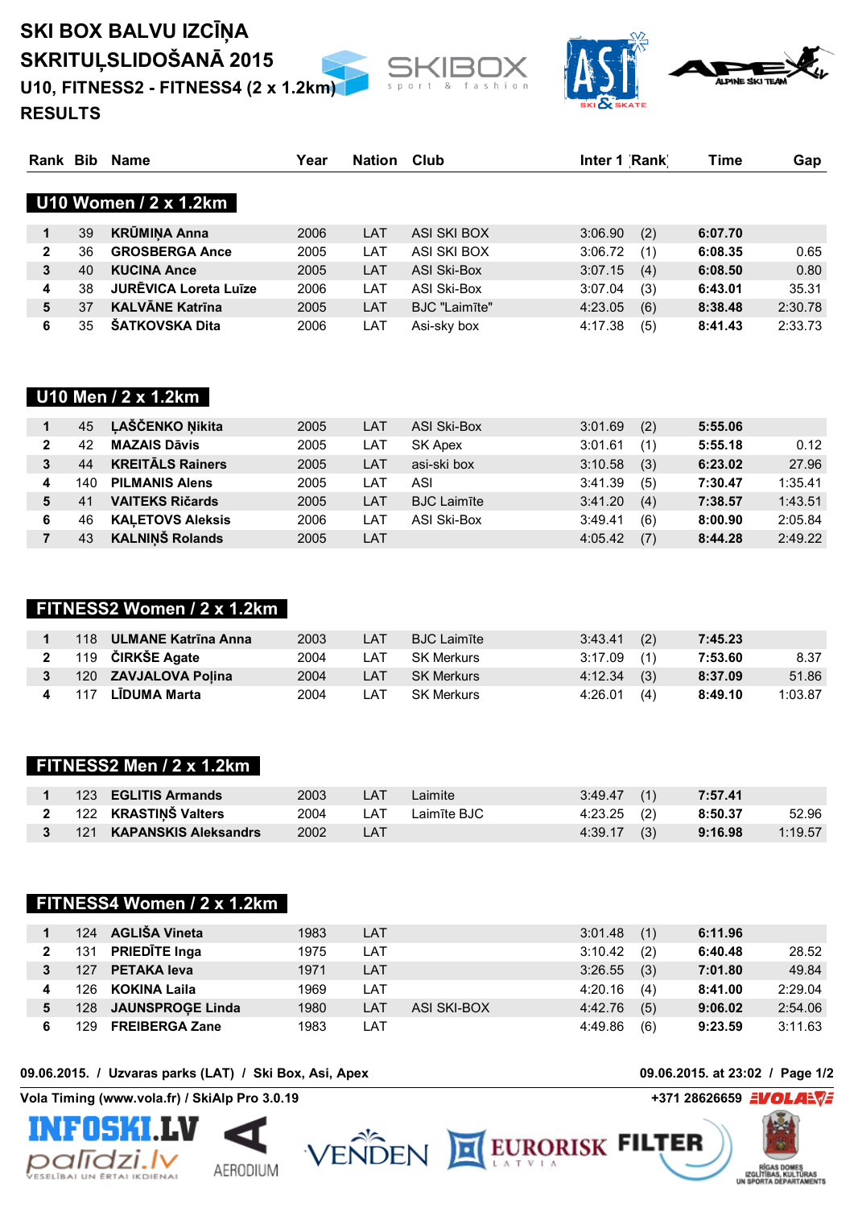# SKI BOX BALVU IZCĪŅA
# SKRITUĻSLIDOŠANĀ 2015
## U10, FITNESS2 - FITNESS4 (2 x 1.2km)
## RESULTS

| Rank | Bib | Name | Year | Nation | Club | Inter 1 | Rank | Time | Gap |
|---|---|---|---|---|---|---|---|---|---|
| **U10 Women / 2 x 1.2km** | | | | | | | | | |
| 1 | 39 | **KRŪMIŅA Anna** | 2006 | LAT | ASI SKI BOX | 3:06.90 | (2) | **6:07.70** | |
| 2 | 36 | **GROSBERGA Ance** | 2005 | LAT | ASI SKI BOX | 3:06.72 | (1) | **6:08.35** | 0.65 |
| 3 | 40 | **KUCINA Ance** | 2005 | LAT | ASI Ski-Box | 3:07.15 | (4) | **6:08.50** | 0.80 |
| 4 | 38 | **JURĒVICA Loreta Luīze** | 2006 | LAT | ASI Ski-Box | 3:07.04 | (3) | **6:43.01** | 35.31 |
| 5 | 37 | **KALVĀNE Katrīna** | 2005 | LAT | BJC "Laimīte" | 4:23.05 | (6) | **8:38.48** | 2:30.78 |
| 6 | 35 | **ŠATKOVSKA Dita** | 2006 | LAT | Asi-sky box | 4:17.38 | (5) | **8:41.43** | 2:33.73 |
| **U10 Men / 2 x 1.2km** | | | | | | | | | |
| 1 | 45 | **ĻAŠČENKO Ņikita** | 2005 | LAT | ASI Ski-Box | 3:01.69 | (2) | **5:55.06** | |
| 2 | 42 | **MAZAIS Dāvis** | 2005 | LAT | SK Apex | 3:01.61 | (1) | **5:55.18** | 0.12 |
| 3 | 44 | **KREITĀLS Rainers** | 2005 | LAT | asi-ski box | 3:10.58 | (3) | **6:23.02** | 27.96 |
| 4 | 140 | **PILMANIS Alens** | 2005 | LAT | ASI | 3:41.39 | (5) | **7:30.47** | 1:35.41 |
| 5 | 41 | **VAITEKS Ričards** | 2005 | LAT | BJC Laimīte | 3:41.20 | (4) | **7:38.57** | 1:43.51 |
| 6 | 46 | **KAĻETOVS Aleksis** | 2006 | LAT | ASI Ski-Box | 3:49.41 | (6) | **8:00.90** | 2:05.84 |
| 7 | 43 | **KALNIŅŠ Rolands** | 2005 | LAT | | 4:05.42 | (7) | **8:44.28** | 2:49.22 |
| **FITNESS2 Women / 2 x 1.2km** | | | | | | | | | |
| 1 | 118 | **ULMANE Katrīna Anna** | 2003 | LAT | BJC Laimīte | 3:43.41 | (2) | **7:45.23** | |
| 2 | 119 | **ČIRKŠE Agate** | 2004 | LAT | SK Merkurs | 3:17.09 | (1) | **7:53.60** | 8.37 |
| 3 | 120 | **ZAVJALOVA Poļina** | 2004 | LAT | SK Merkurs | 4:12.34 | (3) | **8:37.09** | 51.86 |
| 4 | 117 | **LĪDUMA Marta** | 2004 | LAT | SK Merkurs | 4:26.01 | (4) | **8:49.10** | 1:03.87 |
| **FITNESS2 Men / 2 x 1.2km** | | | | | | | | | |
| 1 | 123 | **EGLITIS Armands** | 2003 | LAT | Laimite | 3:49.47 | (1) | **7:57.41** | |
| 2 | 122 | **KRASTIŅŠ Valters** | 2004 | LAT | Laimīte BJC | 4:23.25 | (2) | **8:50.37** | 52.96 |
| 3 | 121 | **KAPANSKIS Aleksandrs** | 2002 | LAT | | 4:39.17 | (3) | **9:16.98** | 1:19.57 |
| **FITNESS4 Women / 2 x 1.2km** | | | | | | | | | |
| 1 | 124 | **AGLIŠA Vineta** | 1983 | LAT | | 3:01.48 | (1) | **6:11.96** | |
| 2 | 131 | **PRIEDĪTE Inga** | 1975 | LAT | | 3:10.42 | (2) | **6:40.48** | 28.52 |
| 3 | 127 | **PETAKA Ieva** | 1971 | LAT | | 3:26.55 | (3) | **7:01.80** | 49.84 |
| 4 | 126 | **KOKINA Laila** | 1969 | LAT | | 4:20.16 | (4) | **8:41.00** | 2:29.04 |
| 5 | 128 | **JAUNSPROĢE Linda** | 1980 | LAT | ASI SKI-BOX | 4:42.76 | (5) | **9:06.02** | 2:54.06 |
| 6 | 129 | **FREIBERGA Zane** | 1983 | LAT | | 4:49.86 | (6) | **9:23.59** | 3:11.63 |

09.06.2015. / Uzvaras parks (LAT) / Ski Box, Asi, Apex — 09.06.2015. at 23:02

Vola Timing (www.vola.fr) / SkiAlp Pro 3.0.19 — +371 28626659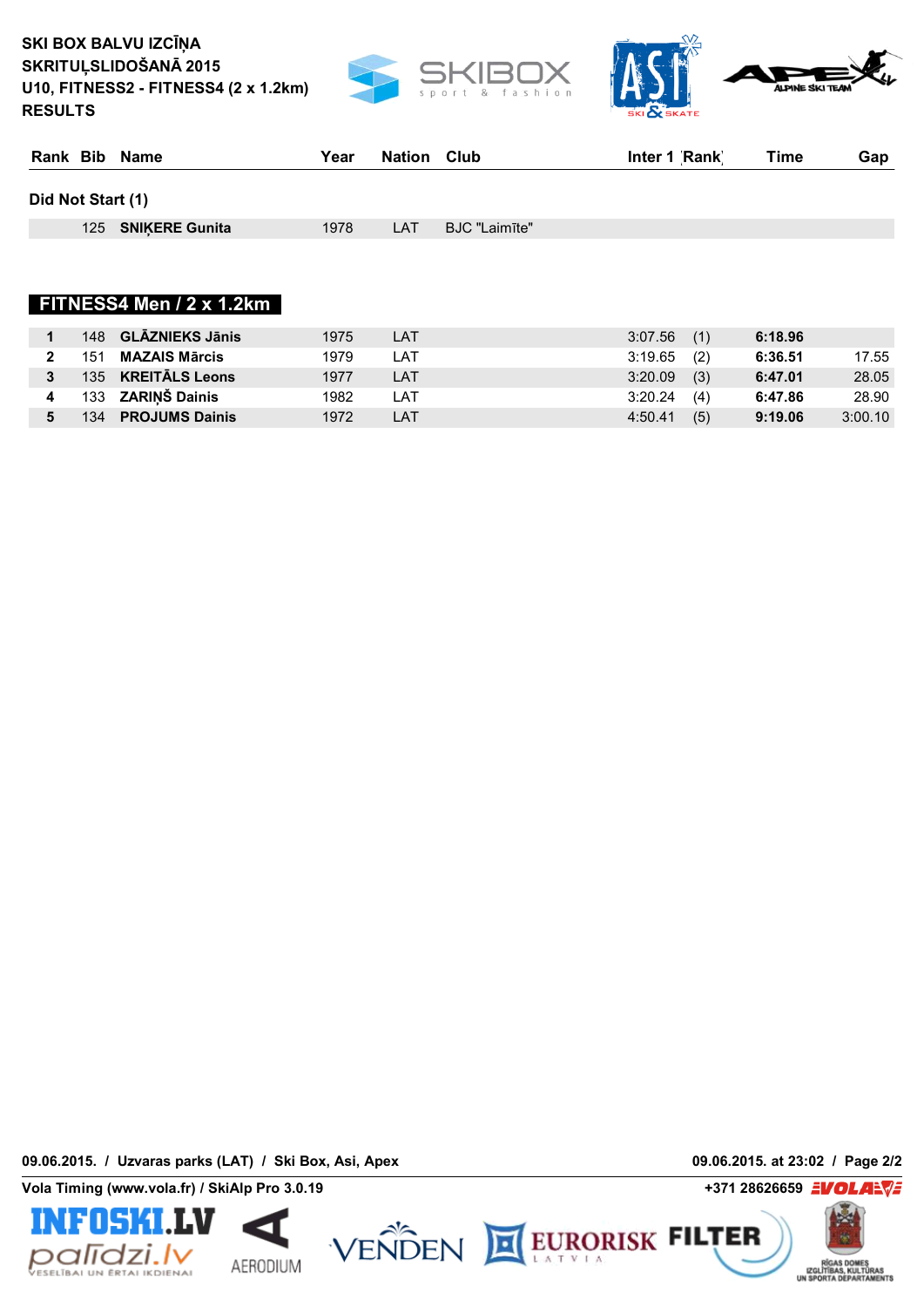SKI BOX BALVU IZCĪŅA
SKRITUĻSLIDOŠANĀ 2015
U10, FITNESS2 - FITNESS4 (2 x 1.2km)
RESULTS

| Rank | Bib | Name | Year | Nation | Club | Inter 1 | Rank | Time | Gap |
|---|---|---|---|---|---|---|---|---|---|

**Did Not Start (1)**

| Rank | Bib | Name | Year | Nation | Club | Inter 1 | Rank | Time | Gap |
|---|---|---|---|---|---|---|---|---|---|
| | 125 | **SNIĶERE Gunita** | 1978 | LAT | BJC "Laimīte" | | | | |

## FITNESS4 Men / 2 x 1.2km

| Rank | Bib | Name | Year | Nation | Club | Inter 1 | Rank | Time | Gap |
|---|---|---|---|---|---|---|---|---|---|
| **1** | 148 | **GLĀZNIEKS Jānis** | 1975 | LAT | | 3:07.56 | (1) | **6:18.96** | |
| **2** | 151 | **MAZAIS Mārcis** | 1979 | LAT | | 3:19.65 | (2) | **6:36.51** | 17.55 |
| **3** | 135 | **KREITĀLS Leons** | 1977 | LAT | | 3:20.09 | (3) | **6:47.01** | 28.05 |
| **4** | 133 | **ZARIŅŠ Dainis** | 1982 | LAT | | 3:20.24 | (4) | **6:47.86** | 28.90 |
| **5** | 134 | **PROJUMS Dainis** | 1972 | LAT | | 4:50.41 | (5) | **9:19.06** | 3:00.10 |

09.06.2015. / Uzvaras parks (LAT) / Ski Box, Asi, Apex

09.06.2015. at 23:02

Vola Timing (www.vola.fr) / SkiAlp Pro 3.0.19

+371 28626659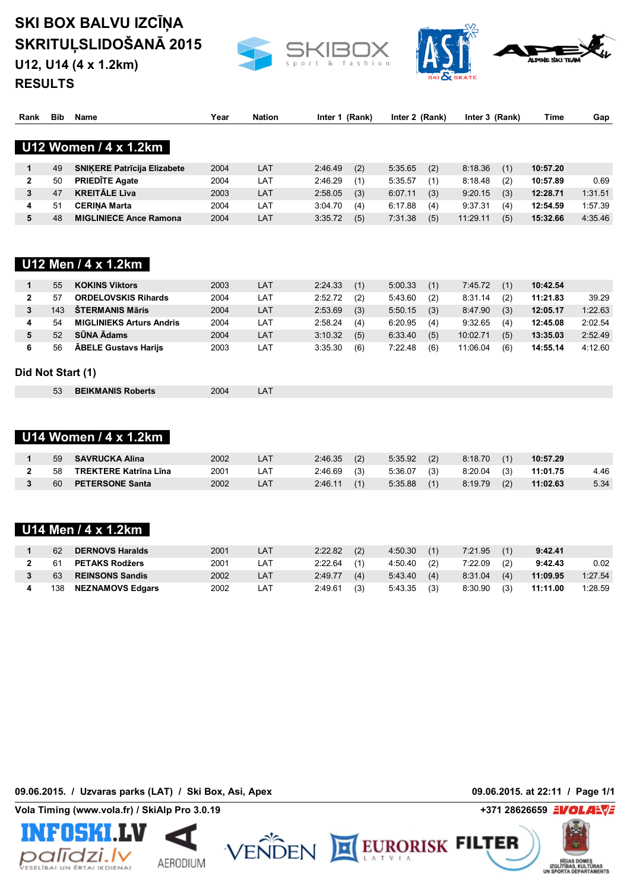# SKI BOX BALVU IZCĪŅA SKRITUĻSLIDOŠANĀ 2015

## U12, U14 (4 x 1.2km)

## RESULTS

### U12 Women / 4 x 1.2km

| Rank | Bib | Name | Year | Nation | Inter 1 | (Rank) | Inter 2 | (Rank) | Inter 3 | (Rank) | Time | Gap |
|---|---|---|---|---|---|---|---|---|---|---|---|---|
| 1 | 49 | **SNIĶERE Patrīcija Elizabete** | 2004 | LAT | 2:46.49 | (2) | 5:35.65 | (2) | 8:18.36 | (1) | **10:57.20** | |
| 2 | 50 | **PRIEDĪTE Agate** | 2004 | LAT | 2:46.29 | (1) | 5:35.57 | (1) | 8:18.48 | (2) | **10:57.89** | 0.69 |
| 3 | 47 | **KREITĀLE Līva** | 2003 | LAT | 2:58.05 | (3) | 6:07.11 | (3) | 9:20.15 | (3) | **12:28.71** | 1:31.51 |
| 4 | 51 | **CERIŅA Marta** | 2004 | LAT | 3:04.70 | (4) | 6:17.88 | (4) | 9:37.31 | (4) | **12:54.59** | 1:57.39 |
| 5 | 48 | **MIGLINIECE Ance Ramona** | 2004 | LAT | 3:35.72 | (5) | 7:31.38 | (5) | 11:29.11 | (5) | **15:32.66** | 4:35.46 |

### U12 Men / 4 x 1.2km

| Rank | Bib | Name | Year | Nation | Inter 1 | (Rank) | Inter 2 | (Rank) | Inter 3 | (Rank) | Time | Gap |
|---|---|---|---|---|---|---|---|---|---|---|---|---|
| 1 | 55 | **KOKINS Viktors** | 2003 | LAT | 2:24.33 | (1) | 5:00.33 | (1) | 7:45.72 | (1) | **10:42.54** | |
| 2 | 57 | **ORDELOVSKIS Rihards** | 2004 | LAT | 2:52.72 | (2) | 5:43.60 | (2) | 8:31.14 | (2) | **11:21.83** | 39.29 |
| 3 | 143 | **ŠTERMANIS Māris** | 2004 | LAT | 2:53.69 | (3) | 5:50.15 | (3) | 8:47.90 | (3) | **12:05.17** | 1:22.63 |
| 4 | 54 | **MIGLINIEKS Arturs Andris** | 2004 | LAT | 2:58.24 | (4) | 6:20.95 | (4) | 9:32.65 | (4) | **12:45.08** | 2:02.54 |
| 5 | 52 | **SŪNA Ādams** | 2004 | LAT | 3:10.32 | (5) | 6:33.40 | (5) | 10:02.71 | (5) | **13:35.03** | 2:52.49 |
| 6 | 56 | **ĀBELE Gustavs Harijs** | 2003 | LAT | 3:35.30 | (6) | 7:22.48 | (6) | 11:06.04 | (6) | **14:55.14** | 4:12.60 |

**Did Not Start (1)**

| Bib | Name | Year | Nation |
|---|---|---|---|
| 53 | **BEIKMANIS Roberts** | 2004 | LAT |

### U14 Women / 4 x 1.2km

| Rank | Bib | Name | Year | Nation | Inter 1 | (Rank) | Inter 2 | (Rank) | Inter 3 | (Rank) | Time | Gap |
|---|---|---|---|---|---|---|---|---|---|---|---|---|
| 1 | 59 | **SAVRUCKA Alina** | 2002 | LAT | 2:46.35 | (2) | 5:35.92 | (2) | 8:18.70 | (1) | **10:57.29** | |
| 2 | 58 | **TREKTERE Katrīna Līna** | 2001 | LAT | 2:46.69 | (3) | 5:36.07 | (3) | 8:20.04 | (3) | **11:01.75** | 4.46 |
| 3 | 60 | **PETERSONE Santa** | 2002 | LAT | 2:46.11 | (1) | 5:35.88 | (1) | 8:19.79 | (2) | **11:02.63** | 5.34 |

### U14 Men / 4 x 1.2km

| Rank | Bib | Name | Year | Nation | Inter 1 | (Rank) | Inter 2 | (Rank) | Inter 3 | (Rank) | Time | Gap |
|---|---|---|---|---|---|---|---|---|---|---|---|---|
| 1 | 62 | **DERNOVS Haralds** | 2001 | LAT | 2:22.82 | (2) | 4:50.30 | (1) | 7:21.95 | (1) | **9:42.41** | |
| 2 | 61 | **PETAKS Rodžers** | 2001 | LAT | 2:22.64 | (1) | 4:50.40 | (2) | 7:22.09 | (2) | **9:42.43** | 0.02 |
| 3 | 63 | **REINSONS Sandis** | 2002 | LAT | 2:49.77 | (4) | 5:43.40 | (4) | 8:31.04 | (4) | **11:09.95** | 1:27.54 |
| 4 | 138 | **NEZNAMOVS Edgars** | 2002 | LAT | 2:49.61 | (3) | 5:43.35 | (3) | 8:30.90 | (3) | **11:11.00** | 1:28.59 |

**09.06.2015. / Uzvaras parks (LAT) / Ski Box, Asi, Apex** — **09.06.2015. at 22:11**

**Vola Timing (www.vola.fr) / SkiAlp Pro 3.0.19** — **+371 28626659**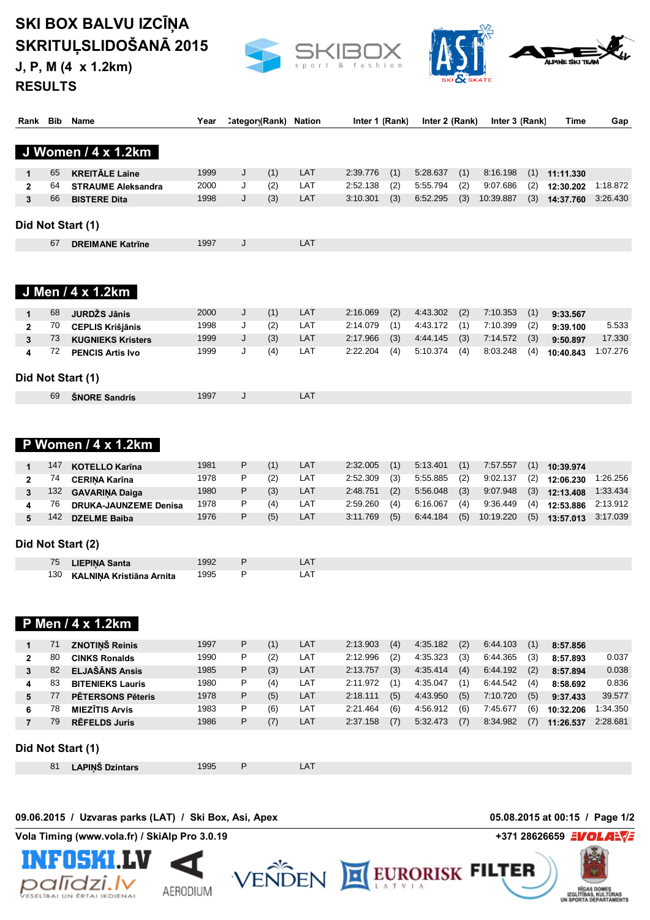# SKI BOX BALVU IZCĪŅA SKRITUĻSLIDOŠANĀ 2015

**J, P, M (4 x 1.2km)**

**RESULTS**

## J Women / 4 x 1.2km

| Rank | Bib | Name | Year | Category | (Rank) | Nation | Inter 1 | (Rank) | Inter 2 | (Rank) | Inter 3 | (Rank) | Time | Gap |
|---|---|---|---|---|---|---|---|---|---|---|---|---|---|---|
| 1 | 65 | **KREITĀLE Laine** | 1999 | J | (1) | LAT | 2:39.776 | (1) | 5:28.637 | (1) | 8:16.198 | (1) | **11:11.330** | |
| 2 | 64 | **STRAUME Aleksandra** | 2000 | J | (2) | LAT | 2:52.138 | (2) | 5:55.794 | (2) | 9:07.686 | (2) | **12:30.202** | 1:18.872 |
| 3 | 66 | **BISTERE Dita** | 1998 | J | (3) | LAT | 3:10.301 | (3) | 6:52.295 | (3) | 10:39.887 | (3) | **14:37.760** | 3:26.430 |

### Did Not Start (1)

| Bib | Name | Year | Category | Nation |
|---|---|---|---|---|
| 67 | **DREIMANE Katrīne** | 1997 | J | LAT |

## J Men / 4 x 1.2km

| Rank | Bib | Name | Year | Category | (Rank) | Nation | Inter 1 | (Rank) | Inter 2 | (Rank) | Inter 3 | (Rank) | Time | Gap |
|---|---|---|---|---|---|---|---|---|---|---|---|---|---|---|
| 1 | 68 | **JURDŽS Jānis** | 2000 | J | (1) | LAT | 2:16.069 | (2) | 4:43.302 | (2) | 7:10.353 | (1) | **9:33.567** | |
| 2 | 70 | **CEPLIS Krišjānis** | 1998 | J | (2) | LAT | 2:14.079 | (1) | 4:43.172 | (1) | 7:10.399 | (2) | **9:39.100** | 5.533 |
| 3 | 73 | **KUGNIEKS Kristers** | 1999 | J | (3) | LAT | 2:17.966 | (3) | 4:44.145 | (3) | 7:14.572 | (3) | **9:50.897** | 17.330 |
| 4 | 72 | **PENCIS Artis Ivo** | 1999 | J | (4) | LAT | 2:22.204 | (4) | 5:10.374 | (4) | 8:03.248 | (4) | **10:40.843** | 1:07.276 |

### Did Not Start (1)

| Bib | Name | Year | Category | Nation |
|---|---|---|---|---|
| 69 | **ŠNORE Sandris** | 1997 | J | LAT |

## P Women / 4 x 1.2km

| Rank | Bib | Name | Year | Category | (Rank) | Nation | Inter 1 | (Rank) | Inter 2 | (Rank) | Inter 3 | (Rank) | Time | Gap |
|---|---|---|---|---|---|---|---|---|---|---|---|---|---|---|
| 1 | 147 | **KOTELLO Karīna** | 1981 | P | (1) | LAT | 2:32.005 | (1) | 5:13.401 | (1) | 7:57.557 | (1) | **10:39.974** | |
| 2 | 74 | **CERIŅA Karīna** | 1978 | P | (2) | LAT | 2:52.309 | (3) | 5:55.885 | (2) | 9:02.137 | (2) | **12:06.230** | 1:26.256 |
| 3 | 132 | **GAVARIŅA Daiga** | 1980 | P | (3) | LAT | 2:48.751 | (2) | 5:56.048 | (3) | 9:07.948 | (3) | **12:13.408** | 1:33.434 |
| 4 | 76 | **DRUKA-JAUNZEME Denisa** | 1978 | P | (4) | LAT | 2:59.260 | (4) | 6:16.067 | (4) | 9:36.449 | (4) | **12:53.886** | 2:13.912 |
| 5 | 142 | **DZELME Baiba** | 1976 | P | (5) | LAT | 3:11.769 | (5) | 6:44.184 | (5) | 10:19.220 | (5) | **13:57.013** | 3:17.039 |

### Did Not Start (2)

| Bib | Name | Year | Category | Nation |
|---|---|---|---|---|
| 75 | **LIEPIŅA Santa** | 1992 | P | LAT |
| 130 | **KALNIŅA Kristiāna Arnita** | 1995 | P | LAT |

## P Men / 4 x 1.2km

| Rank | Bib | Name | Year | Category | (Rank) | Nation | Inter 1 | (Rank) | Inter 2 | (Rank) | Inter 3 | (Rank) | Time | Gap |
|---|---|---|---|---|---|---|---|---|---|---|---|---|---|---|
| 1 | 71 | **ZNOTIŅŠ Reinis** | 1997 | P | (1) | LAT | 2:13.903 | (4) | 4:35.182 | (2) | 6:44.103 | (1) | **8:57.856** | |
| 2 | 80 | **CINKS Ronalds** | 1990 | P | (2) | LAT | 2:12.996 | (2) | 4:35.323 | (3) | 6:44.365 | (3) | **8:57.893** | 0.037 |
| 3 | 82 | **ELJAŠĀNS Ansis** | 1985 | P | (3) | LAT | 2:13.757 | (3) | 4:35.414 | (4) | 6:44.192 | (2) | **8:57.894** | 0.038 |
| 4 | 83 | **BITENIEKS Lauris** | 1980 | P | (4) | LAT | 2:11.972 | (1) | 4:35.047 | (1) | 6:44.542 | (4) | **8:58.692** | 0.836 |
| 5 | 77 | **PĒTERSONS Pēteris** | 1978 | P | (5) | LAT | 2:18.111 | (5) | 4:43.950 | (5) | 7:10.720 | (5) | **9:37.433** | 39.577 |
| 6 | 78 | **MIEZĪTIS Arvis** | 1983 | P | (6) | LAT | 2:21.464 | (6) | 4:56.912 | (6) | 7:45.677 | (6) | **10:32.206** | 1:34.350 |
| 7 | 79 | **RĒFELDS Juris** | 1986 | P | (7) | LAT | 2:37.158 | (7) | 5:32.473 | (7) | 8:34.982 | (7) | **11:26.537** | 2:28.681 |

### Did Not Start (1)

| Bib | Name | Year | Category | Nation |
|---|---|---|---|---|
| 81 | **LAPIŅŠ Dzintars** | 1995 | P | LAT |

**09.06.2015 / Uzvaras parks (LAT) / Ski Box, Asi, Apex** — **05.08.2015 at 00:15**

**Vola Timing (www.vola.fr) / SkiAlp Pro 3.0.19** — **+371 28626659**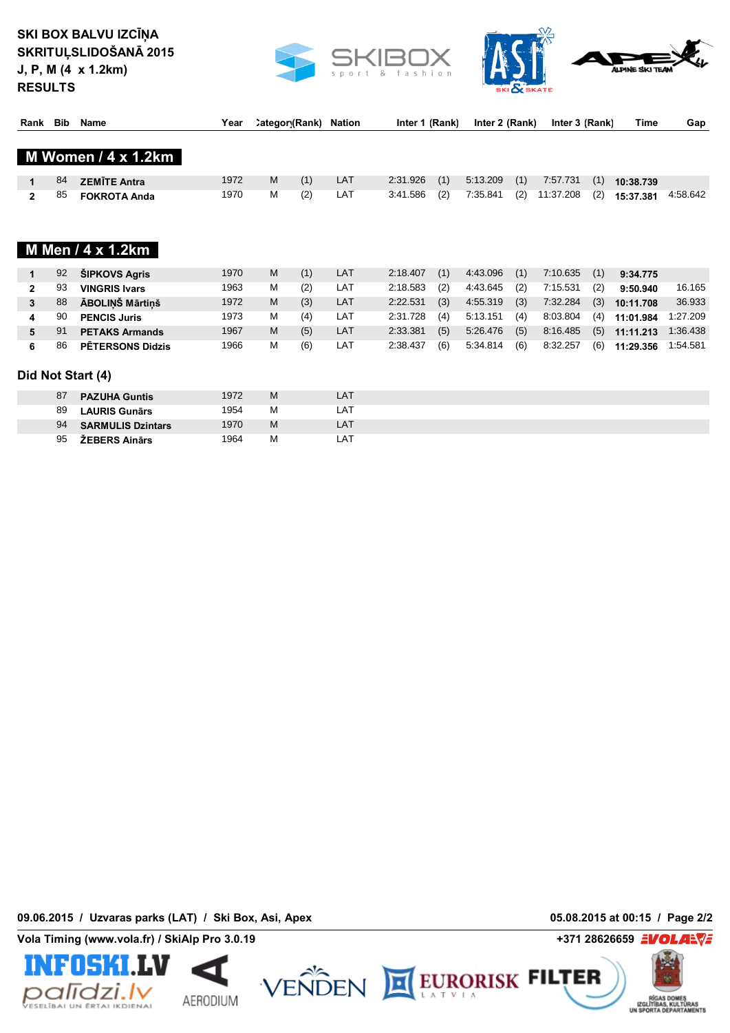**SKI BOX BALVU IZCĪŅA**
**SKRITUĻSLIDOŠANĀ 2015**
**J, P, M (4 x 1.2km)**
**RESULTS**

## M Women / 4 x 1.2km

| Rank | Bib | Name | Year | Category | (Rank) | Nation | Inter 1 | (Rank) | Inter 2 | (Rank) | Inter 3 | (Rank) | Time | Gap |
|---|---|---|---|---|---|---|---|---|---|---|---|---|---|---|
| 1 | 84 | **ZEMĪTE Antra** | 1972 | M | (1) | LAT | 2:31.926 | (1) | 5:13.209 | (1) | 7:57.731 | (1) | **10:38.739** | |
| 2 | 85 | **FOKROTA Anda** | 1970 | M | (2) | LAT | 3:41.586 | (2) | 7:35.841 | (2) | 11:37.208 | (2) | **15:37.381** | 4:58.642 |

## M Men / 4 x 1.2km

| Rank | Bib | Name | Year | Category | (Rank) | Nation | Inter 1 | (Rank) | Inter 2 | (Rank) | Inter 3 | (Rank) | Time | Gap |
|---|---|---|---|---|---|---|---|---|---|---|---|---|---|---|
| 1 | 92 | **ŠIPKOVS Agris** | 1970 | M | (1) | LAT | 2:18.407 | (1) | 4:43.096 | (1) | 7:10.635 | (1) | **9:34.775** | |
| 2 | 93 | **VINGRIS Ivars** | 1963 | M | (2) | LAT | 2:18.583 | (2) | 4:43.645 | (2) | 7:15.531 | (2) | **9:50.940** | 16.165 |
| 3 | 88 | **ĀBOLIŅŠ Mārtiņš** | 1972 | M | (3) | LAT | 2:22.531 | (3) | 4:55.319 | (3) | 7:32.284 | (3) | **10:11.708** | 36.933 |
| 4 | 90 | **PENCIS Juris** | 1973 | M | (4) | LAT | 2:31.728 | (4) | 5:13.151 | (4) | 8:03.804 | (4) | **11:01.984** | 1:27.209 |
| 5 | 91 | **PETAKS Armands** | 1967 | M | (5) | LAT | 2:33.381 | (5) | 5:26.476 | (5) | 8:16.485 | (5) | **11:11.213** | 1:36.438 |
| 6 | 86 | **PĒTERSONS Didzis** | 1966 | M | (6) | LAT | 2:38.437 | (6) | 5:34.814 | (6) | 8:32.257 | (6) | **11:29.356** | 1:54.581 |

### Did Not Start (4)

| Bib | Name | Year | Category | Nation |
|---|---|---|---|---|
| 87 | **PAZUHA Guntis** | 1972 | M | LAT |
| 89 | **LAURIS Gunārs** | 1954 | M | LAT |
| 94 | **SARMULIS Dzintars** | 1970 | M | LAT |
| 95 | **ŽEBERS Ainārs** | 1964 | M | LAT |

**09.06.2015 / Uzvaras parks (LAT) / Ski Box, Asi, Apex**

**05.08.2015 at 00:15**

**Vola Timing (www.vola.fr) / SkiAlp Pro 3.0.19**

**+371 28626659**